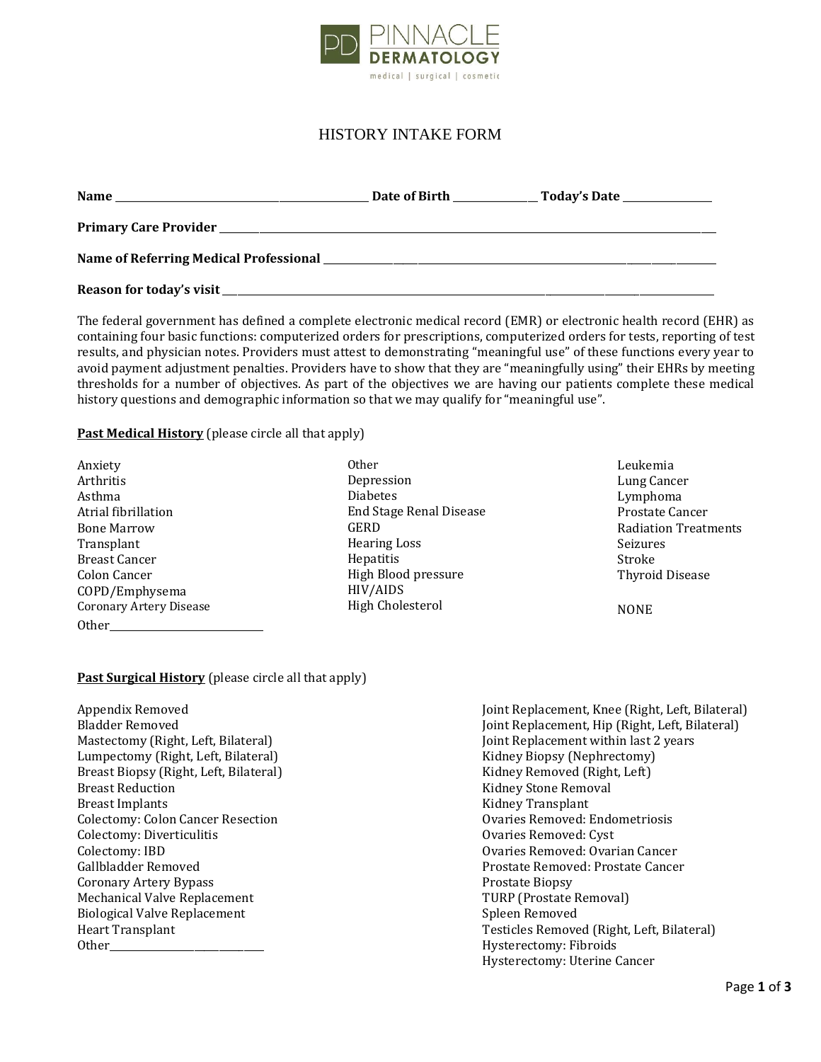PINNACLE DERMATOLOGY

medical | surgical | cosmetic

# HISTORY INTAKE FORM

**Name** ______________________________ **Date of Birth** ____________ **Today's Date** ____________

**Primary Care Provider** ____________________________________________________________

**Name of Referring Medical Professional** ____________________________________________

**Reason for today's visit** _____________________________________________________________

The federal government has defined a complete electronic medical record (EMR) or electronic health record (EHR) as containing four basic functions: computerized orders for prescriptions, computerized orders for tests, reporting of test results, and physician notes. Providers must attest to demonstrating "meaningful use" of these functions every year to avoid payment adjustment penalties. Providers have to show that they are "meaningfully using" their EHRs by meeting thresholds for a number of objectives. As part of the objectives we are having our patients complete these medical history questions and demographic information so that we may qualify for "meaningful use".

**Past Medical History** (please circle all that apply)

Anxiety
Arthritis
Asthma
Atrial fibrillation
Bone Marrow Transplant
Breast Cancer
Colon Cancer
COPD/Emphysema
Coronary Artery Disease
Other______________________

Other
Depression
Diabetes
End Stage Renal Disease
GERD
Hearing Loss
Hepatitis
High Blood pressure
HIV/AIDS
High Cholesterol

Leukemia
Lung Cancer
Lymphoma
Prostate Cancer
Radiation Treatments
Seizures
Stroke
Thyroid Disease

NONE

**Past Surgical History** (please circle all that apply)

Appendix Removed
Bladder Removed
Mastectomy (Right, Left, Bilateral)
Lumpectomy (Right, Left, Bilateral)
Breast Biopsy (Right, Left, Bilateral)
Breast Reduction
Breast Implants
Colectomy: Colon Cancer Resection
Colectomy: Diverticulitis
Colectomy: IBD
Gallbladder Removed
Coronary Artery Bypass
Mechanical Valve Replacement
Biological Valve Replacement
Heart Transplant
Other______________________

Joint Replacement, Knee (Right, Left, Bilateral)
Joint Replacement, Hip (Right, Left, Bilateral)
Joint Replacement within last 2 years
Kidney Biopsy (Nephrectomy)
Kidney Removed (Right, Left)
Kidney Stone Removal
Kidney Transplant
Ovaries Removed: Endometriosis
Ovaries Removed: Cyst
Ovaries Removed: Ovarian Cancer
Prostate Removed: Prostate Cancer
Prostate Biopsy
TURP (Prostate Removal)
Spleen Removed
Testicles Removed (Right, Left, Bilateral)
Hysterectomy: Fibroids
Hysterectomy: Uterine Cancer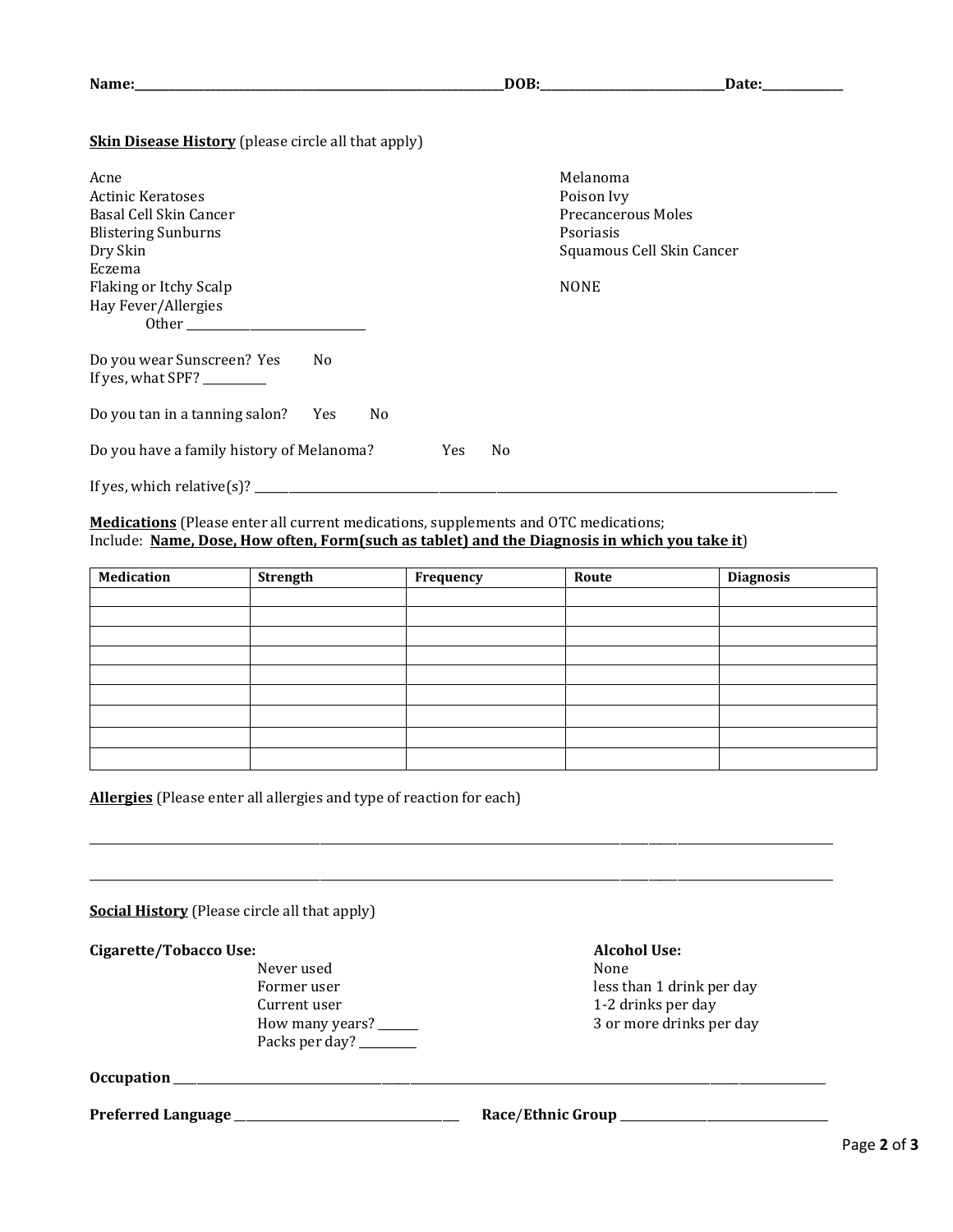**Name:**\_\_\_\_\_\_\_\_\_\_\_\_\_\_\_\_\_\_\_\_\_\_\_\_\_\_\_\_\_\_\_\_\_\_\_\_\_\_\_\_\_\_\_\_\_\_**DOB:**\_\_\_\_\_\_\_\_\_\_\_\_\_\_\_\_\_\_\_\_\_\_\_\_**Date:**\_\_\_\_\_\_\_\_\_\_

**<u>Skin Disease History</u>** (please circle all that apply)

Acne
Actinic Keratoses
Basal Cell Skin Cancer
Blistering Sunburns
Dry Skin
Eczema
Flaking or Itchy Scalp
Hay Fever/Allergies
Other \_\_\_\_\_\_\_\_\_\_\_\_\_\_\_\_\_\_\_\_\_\_

Melanoma
Poison Ivy
Precancerous Moles
Psoriasis
Squamous Cell Skin Cancer

NONE

Do you wear Sunscreen? Yes No
If yes, what SPF? \_\_\_\_\_\_\_\_

Do you tan in a tanning salon? Yes No

Do you have a family history of Melanoma? Yes No

If yes, which relative(s)? \_\_\_\_\_\_\_\_\_\_\_\_\_\_\_\_\_\_\_\_\_\_\_\_\_\_\_\_\_\_\_\_\_\_\_\_\_\_\_\_\_\_\_\_\_\_\_\_\_\_\_\_\_\_\_\_\_\_\_\_\_\_\_\_

**<u>Medications</u>** (Please enter all current medications, supplements and OTC medications;
Include: **<u>Name, Dose, How often, Form(such as tablet) and the Diagnosis in which you take it</u>**)

| Medication | Strength | Frequency | Route | Diagnosis |
|---|---|---|---|---|
| | | | | |
| | | | | |
| | | | | |
| | | | | |
| | | | | |
| | | | | |
| | | | | |
| | | | | |
| | | | | |

**<u>Allergies</u>** (Please enter all allergies and type of reaction for each)

\_\_\_\_\_\_\_\_\_\_\_\_\_\_\_\_\_\_\_\_\_\_\_\_\_\_\_\_\_\_\_\_\_\_\_\_\_\_\_\_\_\_\_\_\_\_\_\_\_\_\_\_\_\_\_\_\_\_\_\_\_\_\_\_\_\_\_\_\_\_\_\_\_\_\_\_\_\_\_\_\_\_\_\_\_\_

\_\_\_\_\_\_\_\_\_\_\_\_\_\_\_\_\_\_\_\_\_\_\_\_\_\_\_\_\_\_\_\_\_\_\_\_\_\_\_\_\_\_\_\_\_\_\_\_\_\_\_\_\_\_\_\_\_\_\_\_\_\_\_\_\_\_\_\_\_\_\_\_\_\_\_\_\_\_\_\_\_\_\_\_\_\_

**<u>Social History</u>** (Please circle all that apply)

**Cigarette/Tobacco Use:**

Never used
Former user
Current user
How many years? \_\_\_\_\_
Packs per day? \_\_\_\_\_\_\_

**Alcohol Use:**

None
less than 1 drink per day
1-2 drinks per day
3 or more drinks per day

**Occupation** \_\_\_\_\_\_\_\_\_\_\_\_\_\_\_\_\_\_\_\_\_\_\_\_\_\_\_\_\_\_\_\_\_\_\_\_\_\_\_\_\_\_\_\_\_\_\_\_\_\_\_\_\_\_\_\_\_\_\_\_\_\_\_\_\_\_\_\_\_\_\_\_\_\_\_\_\_\_

**Preferred Language** \_\_\_\_\_\_\_\_\_\_\_\_\_\_\_\_\_\_\_\_\_\_\_\_\_\_\_\_ **Race/Ethnic Group** \_\_\_\_\_\_\_\_\_\_\_\_\_\_\_\_\_\_\_\_\_\_\_\_\_\_\_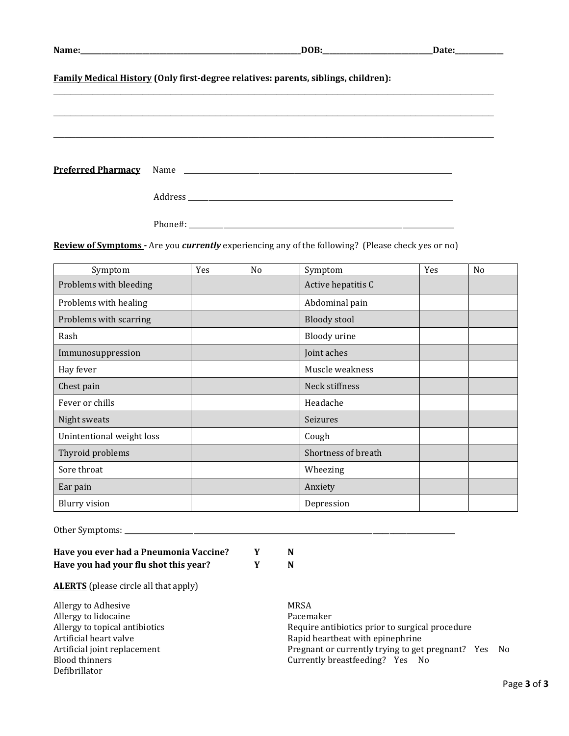**Name:**\_\_\_\_\_\_\_\_\_\_\_\_\_\_\_\_\_\_\_\_\_\_\_\_\_\_\_\_\_\_\_\_\_\_\_\_\_\_\_\_\_\_\_\_\_\_\_\_\_\_\_\_\_\_**DOB:**\_\_\_\_\_\_\_\_\_\_\_\_\_\_\_\_\_\_\_\_\_\_\_\_\_\_\_\_**Date:**\_\_\_\_\_\_\_\_\_\_\_\_

**Family Medical History (Only first-degree relatives: parents, siblings, children):**

\_\_\_\_\_\_\_\_\_\_\_\_\_\_\_\_\_\_\_\_\_\_\_\_\_\_\_\_\_\_\_\_\_\_\_\_\_\_\_\_\_\_\_\_\_\_\_\_\_\_\_\_\_\_\_\_\_\_\_\_\_\_\_\_\_\_\_\_\_\_\_\_\_\_\_\_\_\_\_\_\_\_\_\_\_\_\_\_\_\_\_\_\_\_\_\_\_\_\_\_

\_\_\_\_\_\_\_\_\_\_\_\_\_\_\_\_\_\_\_\_\_\_\_\_\_\_\_\_\_\_\_\_\_\_\_\_\_\_\_\_\_\_\_\_\_\_\_\_\_\_\_\_\_\_\_\_\_\_\_\_\_\_\_\_\_\_\_\_\_\_\_\_\_\_\_\_\_\_\_\_\_\_\_\_\_\_\_\_\_\_\_\_\_\_\_\_\_\_\_\_

\_\_\_\_\_\_\_\_\_\_\_\_\_\_\_\_\_\_\_\_\_\_\_\_\_\_\_\_\_\_\_\_\_\_\_\_\_\_\_\_\_\_\_\_\_\_\_\_\_\_\_\_\_\_\_\_\_\_\_\_\_\_\_\_\_\_\_\_\_\_\_\_\_\_\_\_\_\_\_\_\_\_\_\_\_\_\_\_\_\_\_\_\_\_\_\_\_\_\_\_

**Preferred Pharmacy** Name \_\_\_\_\_\_\_\_\_\_\_\_\_\_\_\_\_\_\_\_\_\_\_\_\_\_\_\_\_\_\_\_\_\_\_\_\_\_\_\_\_\_\_\_\_\_\_\_\_\_\_\_\_\_\_\_\_\_

Address \_\_\_\_\_\_\_\_\_\_\_\_\_\_\_\_\_\_\_\_\_\_\_\_\_\_\_\_\_\_\_\_\_\_\_\_\_\_\_\_\_\_\_\_\_\_\_\_\_\_\_\_\_\_\_\_\_\_

Phone#: \_\_\_\_\_\_\_\_\_\_\_\_\_\_\_\_\_\_\_\_\_\_\_\_\_\_\_\_\_\_\_\_\_\_\_\_\_\_\_\_\_\_\_\_\_\_\_\_\_\_\_\_\_\_\_\_\_\_

**Review of Symptoms -** Are you ***currently*** experiencing any of the following? (Please check yes or no)

| Symptom | Yes | No | Symptom | Yes | No |
|---|---|---|---|---|---|
| Problems with bleeding | | | Active hepatitis C | | |
| Problems with healing | | | Abdominal pain | | |
| Problems with scarring | | | Bloody stool | | |
| Rash | | | Bloody urine | | |
| Immunosuppression | | | Joint aches | | |
| Hay fever | | | Muscle weakness | | |
| Chest pain | | | Neck stiffness | | |
| Fever or chills | | | Headache | | |
| Night sweats | | | Seizures | | |
| Unintentional weight loss | | | Cough | | |
| Thyroid problems | | | Shortness of breath | | |
| Sore throat | | | Wheezing | | |
| Ear pain | | | Anxiety | | |
| Blurry vision | | | Depression | | |

Other Symptoms: \_\_\_\_\_\_\_\_\_\_\_\_\_\_\_\_\_\_\_\_\_\_\_\_\_\_\_\_\_\_\_\_\_\_\_\_\_\_\_\_\_\_\_\_\_\_\_\_\_\_\_\_\_\_\_\_\_\_\_\_\_\_\_\_\_\_\_\_\_\_\_\_

**Have you ever had a Pneumonia Vaccine? Y N**
**Have you had your flu shot this year? Y N**

**ALERTS** (please circle all that apply)

Allergy to Adhesive
Allergy to lidocaine
Allergy to topical antibiotics
Artificial heart valve
Artificial joint replacement
Blood thinners
Defibrillator

MRSA
Pacemaker
Require antibiotics prior to surgical procedure
Rapid heartbeat with epinephrine
Pregnant or currently trying to get pregnant? Yes No
Currently breastfeeding? Yes No